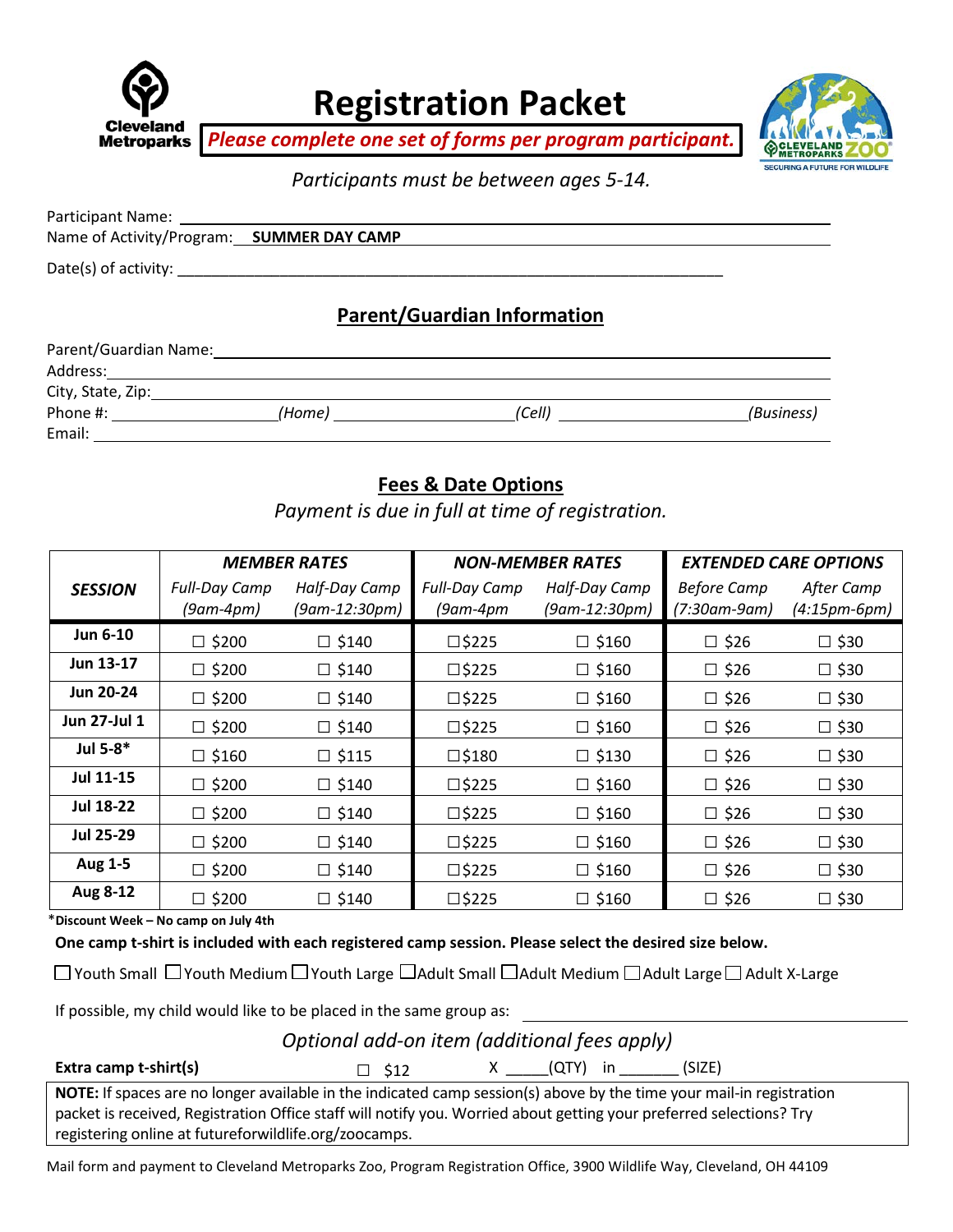Cleveland Metroparks

# Registration Packet

***Please complete one set of forms per program participant.***

CLEVELAND METROPARKS ZOO — SECURING A FUTURE FOR WILDLIFE

*Participants must be between ages 5-14.*

Participant Name: ______________________________

Name of Activity/Program: **SUMMER DAY CAMP**

Date(s) of activity: ______________________________

## Parent/Guardian Information

Parent/Guardian Name: ______________________________

Address: ______________________________

City, State, Zip: ______________________________

Phone #: ____________ *(Home)* ____________ *(Cell)* ____________ *(Business)*

Email: ______________________________

## Fees & Date Options

*Payment is due in full at time of registration.*

| ***SESSION*** | ***MEMBER RATES*** | | ***NON-MEMBER RATES*** | | ***EXTENDED CARE OPTIONS*** | |
|---|---|---|---|---|---|---|
| | *Full-Day Camp (9am-4pm)* | *Half-Day Camp (9am-12:30pm)* | *Full-Day Camp (9am-4pm* | *Half-Day Camp (9am-12:30pm)* | *Before Camp (7:30am-9am)* | *After Camp (4:15pm-6pm)* |
| **Jun 6-10** | ☐ $200 | ☐ $140 | ☐$225 | ☐ $160 | ☐ $26 | ☐ $30 |
| **Jun 13-17** | ☐ $200 | ☐ $140 | ☐$225 | ☐ $160 | ☐ $26 | ☐ $30 |
| **Jun 20-24** | ☐ $200 | ☐ $140 | ☐$225 | ☐ $160 | ☐ $26 | ☐ $30 |
| **Jun 27-Jul 1** | ☐ $200 | ☐ $140 | ☐$225 | ☐ $160 | ☐ $26 | ☐ $30 |
| **Jul 5-8*** | ☐ $160 | ☐ $115 | ☐$180 | ☐ $130 | ☐ $26 | ☐ $30 |
| **Jul 11-15** | ☐ $200 | ☐ $140 | ☐$225 | ☐ $160 | ☐ $26 | ☐ $30 |
| **Jul 18-22** | ☐ $200 | ☐ $140 | ☐$225 | ☐ $160 | ☐ $26 | ☐ $30 |
| **Jul 25-29** | ☐ $200 | ☐ $140 | ☐$225 | ☐ $160 | ☐ $26 | ☐ $30 |
| **Aug 1-5** | ☐ $200 | ☐ $140 | ☐$225 | ☐ $160 | ☐ $26 | ☐ $30 |
| **Aug 8-12** | ☐ $200 | ☐ $140 | ☐$225 | ☐ $160 | ☐ $26 | ☐ $30 |

***Discount Week – No camp on July 4th**

**One camp t-shirt is included with each registered camp session. Please select the desired size below.**

☐ Youth Small ☐ Youth Medium ☐ Youth Large ☐ Adult Small ☐ Adult Medium ☐ Adult Large ☐ Adult X-Large

If possible, my child would like to be placed in the same group as: ______________________________

*Optional add-on item (additional fees apply)*

**Extra camp t-shirt(s)** ☐ $12 X _____(QTY) in _______ (SIZE)

**NOTE:** If spaces are no longer available in the indicated camp session(s) above by the time your mail-in registration packet is received, Registration Office staff will notify you. Worried about getting your preferred selections? Try registering online at futureforwildlife.org/zoocamps.

Mail form and payment to Cleveland Metroparks Zoo, Program Registration Office, 3900 Wildlife Way, Cleveland, OH 44109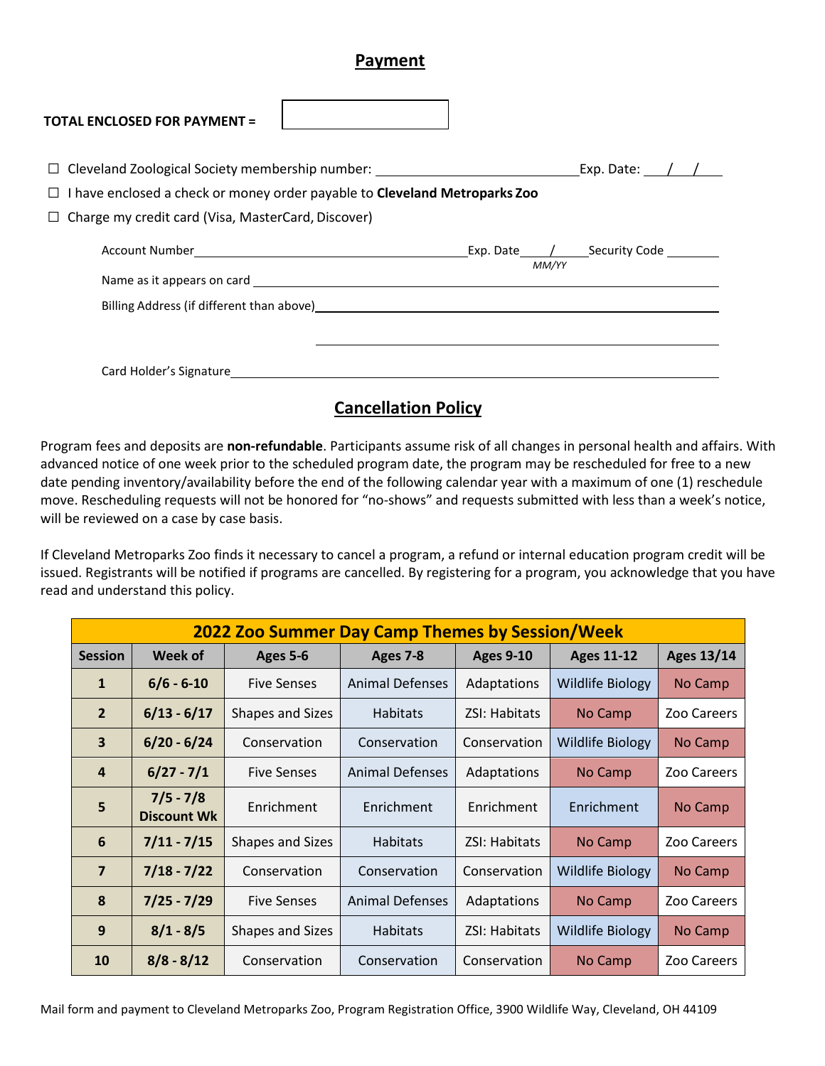## Payment

**TOTAL ENCLOSED FOR PAYMENT =** ______________

☐ Cleveland Zoological Society membership number: ______________________________ Exp. Date: ___/___/___

☐ I have enclosed a check or money order payable to **Cleveland Metroparks Zoo**

☐ Charge my credit card (Visa, MasterCard, Discover)

Account Number ________________________________________ Exp. Date ____/____ Security Code ________
*MM/YY*

Name as it appears on card ______________________________________________________________

Billing Address (if different than above) ____________________________________________________

______________________________________________________________

Card Holder's Signature ________________________________________________________________

## Cancellation Policy

Program fees and deposits are **non-refundable**. Participants assume risk of all changes in personal health and affairs. With advanced notice of one week prior to the scheduled program date, the program may be rescheduled for free to a new date pending inventory/availability before the end of the following calendar year with a maximum of one (1) reschedule move. Rescheduling requests will not be honored for "no-shows" and requests submitted with less than a week's notice, will be reviewed on a case by case basis.

If Cleveland Metroparks Zoo finds it necessary to cancel a program, a refund or internal education program credit will be issued. Registrants will be notified if programs are cancelled. By registering for a program, you acknowledge that you have read and understand this policy.

| 2022 Zoo Summer Day Camp Themes by Session/Week | | | | | | |
|---|---|---|---|---|---|---|
| **Session** | **Week of** | **Ages 5-6** | **Ages 7-8** | **Ages 9-10** | **Ages 11-12** | **Ages 13/14** |
| **1** | **6/6 - 6-10** | Five Senses | Animal Defenses | Adaptations | Wildlife Biology | No Camp |
| **2** | **6/13 - 6/17** | Shapes and Sizes | Habitats | ZSI: Habitats | No Camp | Zoo Careers |
| **3** | **6/20 - 6/24** | Conservation | Conservation | Conservation | Wildlife Biology | No Camp |
| **4** | **6/27 - 7/1** | Five Senses | Animal Defenses | Adaptations | No Camp | Zoo Careers |
| **5** | **7/5 - 7/8 Discount Wk** | Enrichment | Enrichment | Enrichment | Enrichment | No Camp |
| **6** | **7/11 - 7/15** | Shapes and Sizes | Habitats | ZSI: Habitats | No Camp | Zoo Careers |
| **7** | **7/18 - 7/22** | Conservation | Conservation | Conservation | Wildlife Biology | No Camp |
| **8** | **7/25 - 7/29** | Five Senses | Animal Defenses | Adaptations | No Camp | Zoo Careers |
| **9** | **8/1 - 8/5** | Shapes and Sizes | Habitats | ZSI: Habitats | Wildlife Biology | No Camp |
| **10** | **8/8 - 8/12** | Conservation | Conservation | Conservation | No Camp | Zoo Careers |

Mail form and payment to Cleveland Metroparks Zoo, Program Registration Office, 3900 Wildlife Way, Cleveland, OH 44109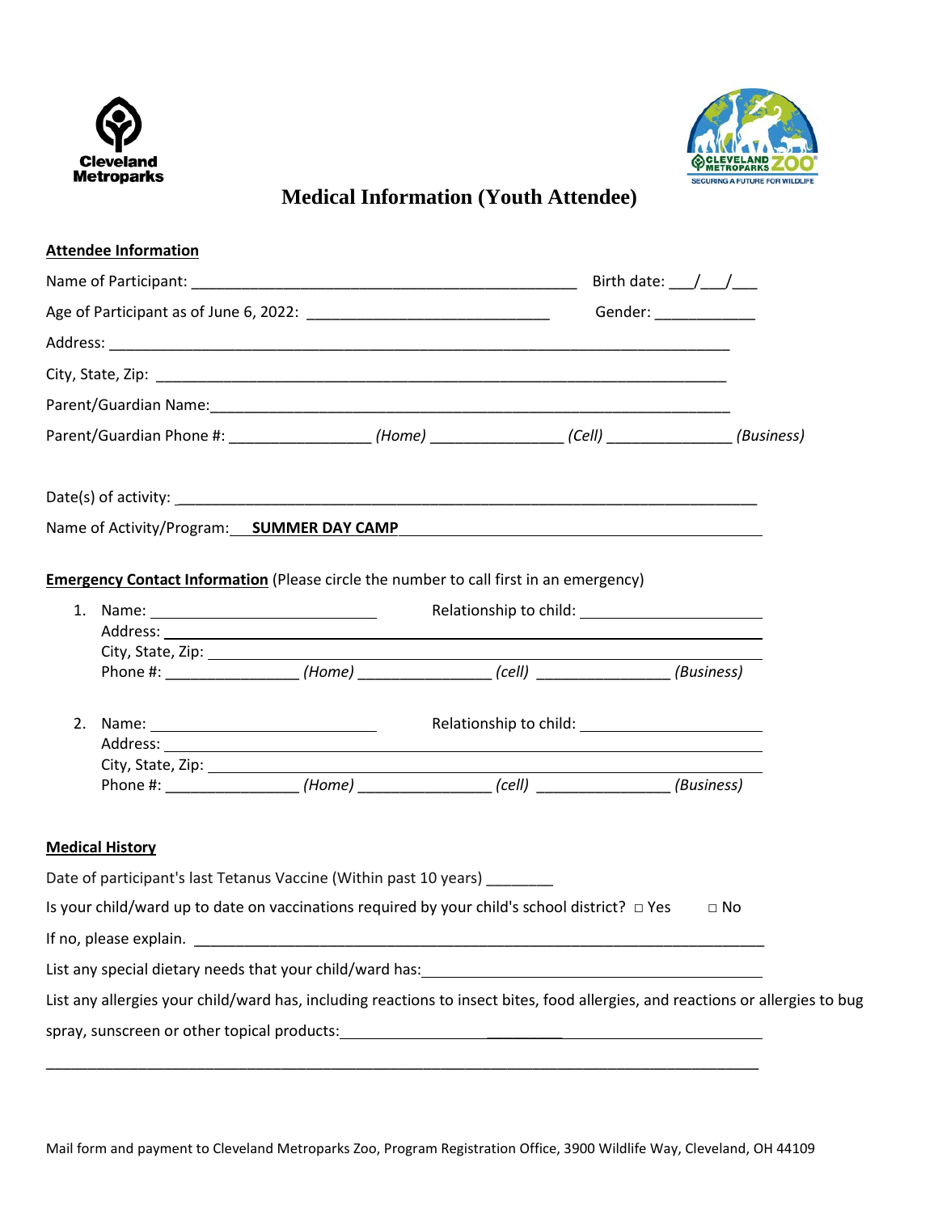# Medical Information (Youth Attendee)

**Attendee Information**

Name of Participant: ______________________________________________ Birth date: ___/___/___

Age of Participant as of June 6, 2022: _____________________________ Gender: ____________

Address: ___________________________________________________________________________

City, State, Zip: ____________________________________________________________________

Parent/Guardian Name:_______________________________________________________________

Parent/Guardian Phone #: ________________ *(Home)* _______________ *(Cell)* ______________ *(Business)*

Date(s) of activity: ___________________________________________________________________

Name of Activity/Program: **SUMMER DAY CAMP** _________________________________________

**Emergency Contact Information** (Please circle the number to call first in an emergency)

1. Name: ___________________________ Relationship to child: _____________________
   Address: ________________________________________________________________
   City, State, Zip: ___________________________________________________________
   Phone #: _______________ *(Home)* _______________ *(cell)* _______________ *(Business)*

2. Name: ___________________________ Relationship to child: _____________________
   Address: ________________________________________________________________
   City, State, Zip: ___________________________________________________________
   Phone #: _______________ *(Home)* _______________ *(cell)* _______________ *(Business)*

**Medical History**

Date of participant's last Tetanus Vaccine (Within past 10 years) ________

Is your child/ward up to date on vaccinations required by your child's school district? □ Yes □ No

If no, please explain. _____________________________________________________________________

List any special dietary needs that your child/ward has:_________________________________________

List any allergies your child/ward has, including reactions to insect bites, food allergies, and reactions or allergies to bug spray, sunscreen or other topical products:_________________________________________________

___________________________________________________________________________________

Mail form and payment to Cleveland Metroparks Zoo, Program Registration Office, 3900 Wildlife Way, Cleveland, OH 44109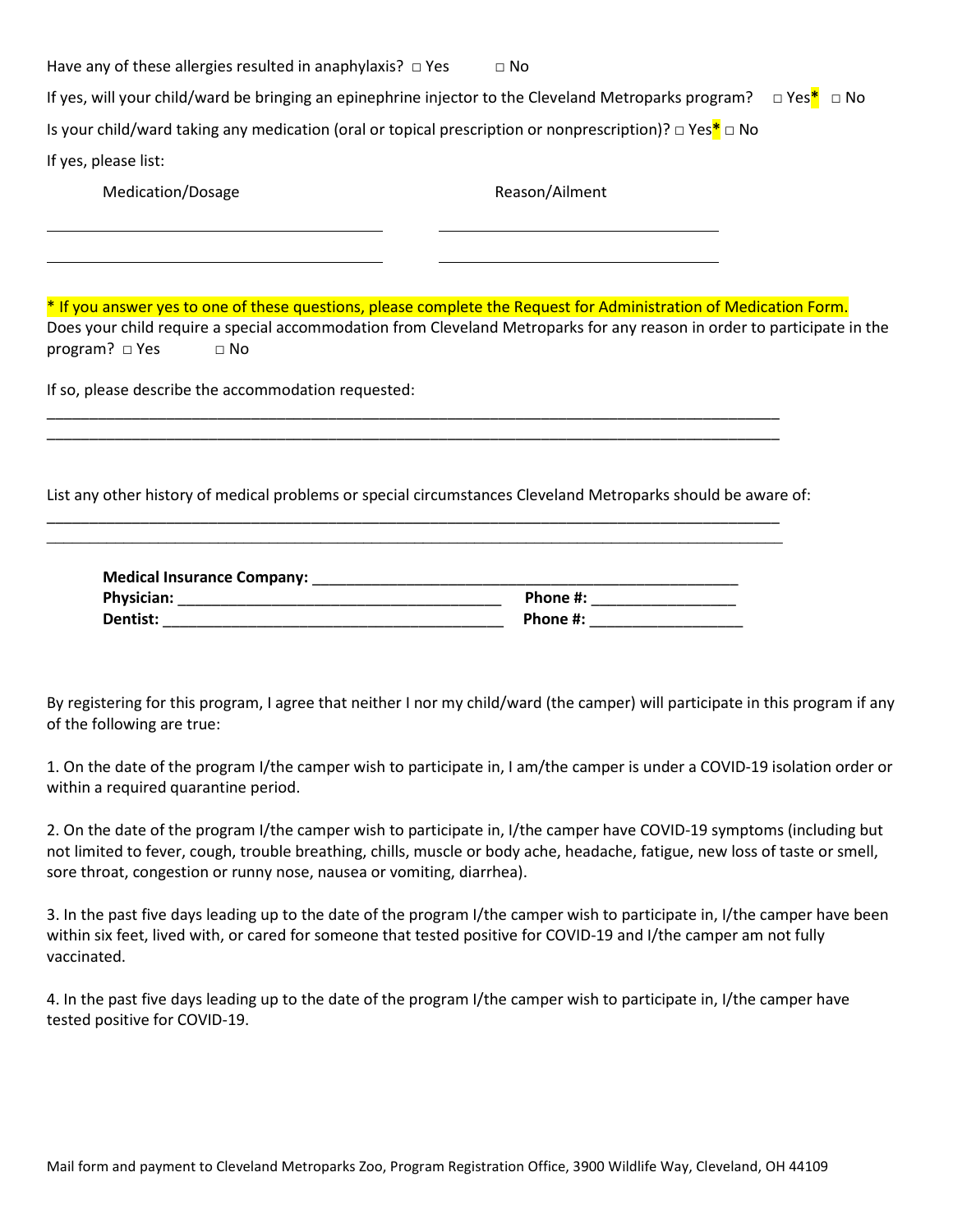Have any of these allergies resulted in anaphylaxis? □ Yes □ No

If yes, will your child/ward be bringing an epinephrine injector to the Cleveland Metroparks program? □ Yes* □ No

Is your child/ward taking any medication (oral or topical prescription or nonprescription)? □ Yes* □ No

If yes, please list:

| Medication/Dosage | Reason/Ailment |
| --- | --- |
| ______________________________ | ______________________________ |
| ______________________________ | ______________________________ |

* If you answer yes to one of these questions, please complete the Request for Administration of Medication Form.

Does your child require a special accommodation from Cleveland Metroparks for any reason in order to participate in the program? □ Yes □ No

If so, please describe the accommodation requested:

_____________________________________________________________________________________

_____________________________________________________________________________________

List any other history of medical problems or special circumstances Cleveland Metroparks should be aware of:

_____________________________________________________________________________________

_____________________________________________________________________________________

**Medical Insurance Company:** ____________________________________________

**Physician:** ____________________________________ **Phone #:** ________________

**Dentist:** ______________________________________ **Phone #:** _________________

By registering for this program, I agree that neither I nor my child/ward (the camper) will participate in this program if any of the following are true:

1. On the date of the program I/the camper wish to participate in, I am/the camper is under a COVID-19 isolation order or within a required quarantine period.

2. On the date of the program I/the camper wish to participate in, I/the camper have COVID-19 symptoms (including but not limited to fever, cough, trouble breathing, chills, muscle or body ache, headache, fatigue, new loss of taste or smell, sore throat, congestion or runny nose, nausea or vomiting, diarrhea).

3. In the past five days leading up to the date of the program I/the camper wish to participate in, I/the camper have been within six feet, lived with, or cared for someone that tested positive for COVID-19 and I/the camper am not fully vaccinated.

4. In the past five days leading up to the date of the program I/the camper wish to participate in, I/the camper have tested positive for COVID-19.

Mail form and payment to Cleveland Metroparks Zoo, Program Registration Office, 3900 Wildlife Way, Cleveland, OH 44109